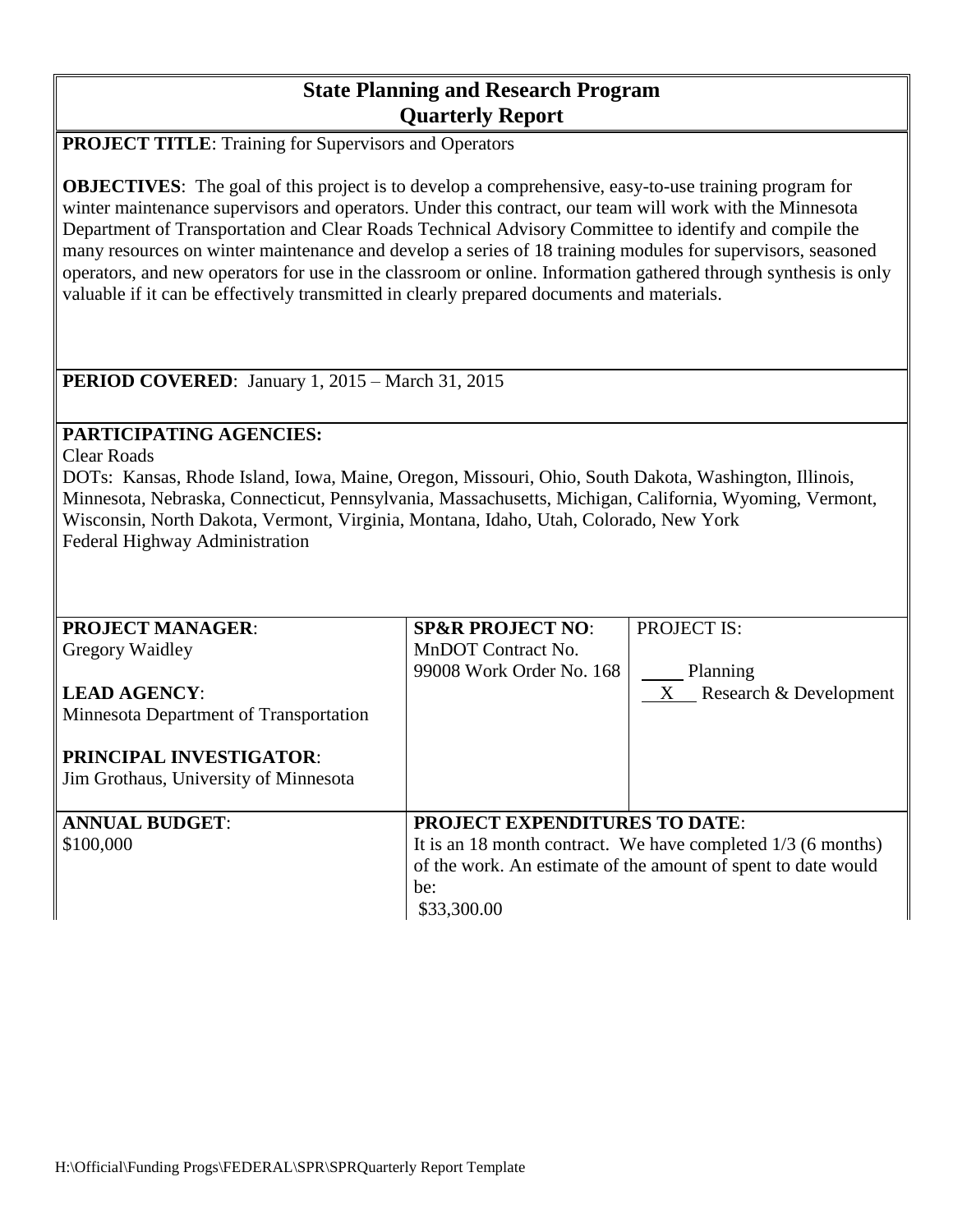# State Planning and Research Program
# Quarterly Report

**PROJECT TITLE**: Training for Supervisors and Operators

**OBJECTIVES**: The goal of this project is to develop a comprehensive, easy-to-use training program for winter maintenance supervisors and operators. Under this contract, our team will work with the Minnesota Department of Transportation and Clear Roads Technical Advisory Committee to identify and compile the many resources on winter maintenance and develop a series of 18 training modules for supervisors, seasoned operators, and new operators for use in the classroom or online. Information gathered through synthesis is only valuable if it can be effectively transmitted in clearly prepared documents and materials.

**PERIOD COVERED**: January 1, 2015 – March 31, 2015

**PARTICIPATING AGENCIES:**
Clear Roads
DOTs: Kansas, Rhode Island, Iowa, Maine, Oregon, Missouri, Ohio, South Dakota, Washington, Illinois, Minnesota, Nebraska, Connecticut, Pennsylvania, Massachusetts, Michigan, California, Wyoming, Vermont, Wisconsin, North Dakota, Vermont, Virginia, Montana, Idaho, Utah, Colorado, New York
Federal Highway Administration

| **PROJECT MANAGER**: Gregory Waidley<br><br>**LEAD AGENCY**: Minnesota Department of Transportation<br><br>**PRINCIPAL INVESTIGATOR**: Jim Grothaus, University of Minnesota | **SP&R PROJECT NO**: MnDOT Contract No. 99008 Work Order No. 168 | PROJECT IS:<br>____ Planning<br>__X__ Research & Development |
|---|---|---|
| **ANNUAL BUDGET**: $100,000 | **PROJECT EXPENDITURES TO DATE**: It is an 18 month contract. We have completed 1/3 (6 months) of the work. An estimate of the amount of spent to date would be: $33,300.00 | |

H:\Official\Funding Progs\FEDERAL\SPR\SPRQuarterly Report Template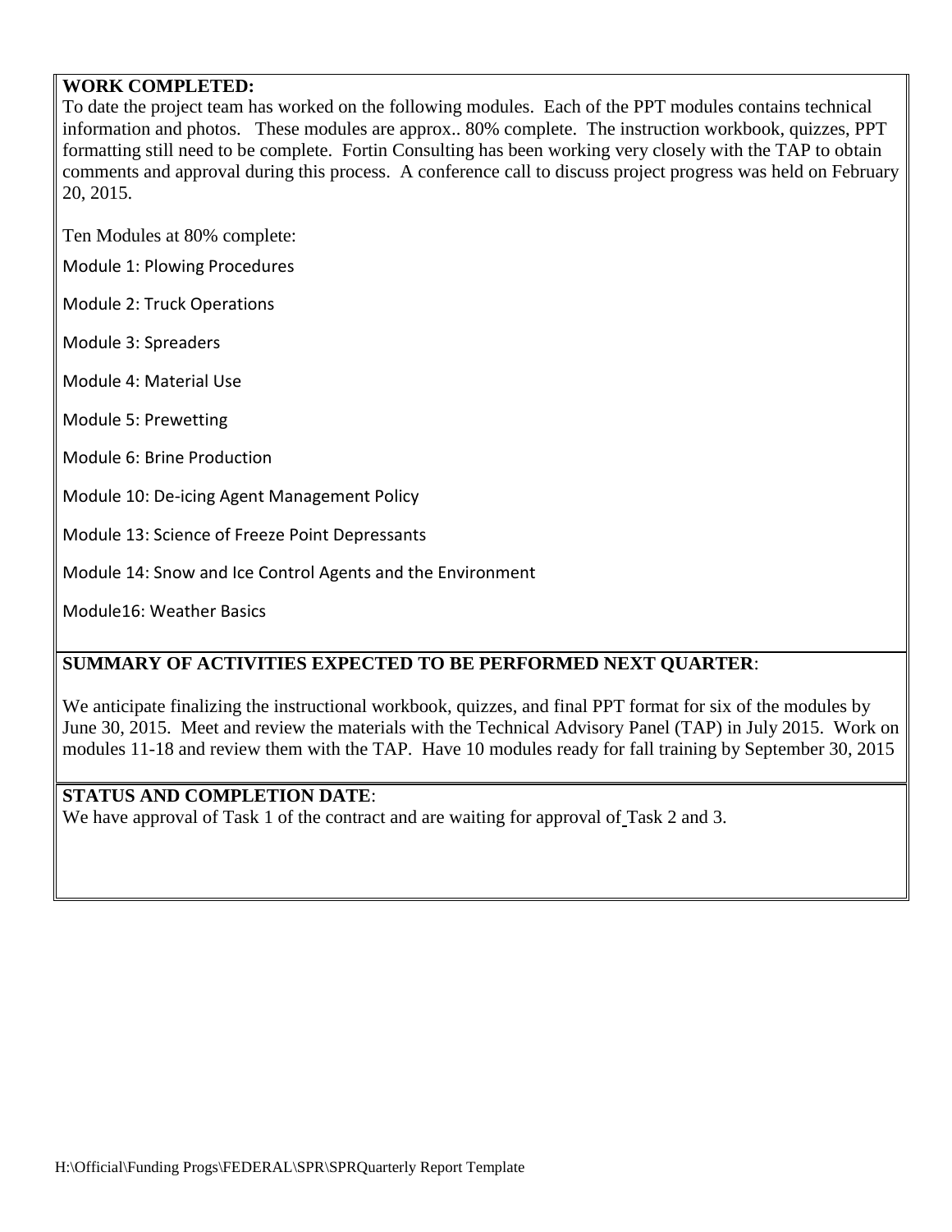**WORK COMPLETED:**

To date the project team has worked on the following modules. Each of the PPT modules contains technical information and photos. These modules are approx.. 80% complete. The instruction workbook, quizzes, PPT formatting still need to be complete. Fortin Consulting has been working very closely with the TAP to obtain comments and approval during this process. A conference call to discuss project progress was held on February 20, 2015.

Ten Modules at 80% complete:

Module 1: Plowing Procedures

Module 2: Truck Operations

Module 3: Spreaders

Module 4: Material Use

Module 5: Prewetting

Module 6: Brine Production

Module 10: De-icing Agent Management Policy

Module 13: Science of Freeze Point Depressants

Module 14: Snow and Ice Control Agents and the Environment

Module16: Weather Basics

**SUMMARY OF ACTIVITIES EXPECTED TO BE PERFORMED NEXT QUARTER**:

We anticipate finalizing the instructional workbook, quizzes, and final PPT format for six of the modules by June 30, 2015. Meet and review the materials with the Technical Advisory Panel (TAP) in July 2015. Work on modules 11-18 and review them with the TAP. Have 10 modules ready for fall training by September 30, 2015

**STATUS AND COMPLETION DATE**:

We have approval of Task 1 of the contract and are waiting for approval of Task 2 and 3.